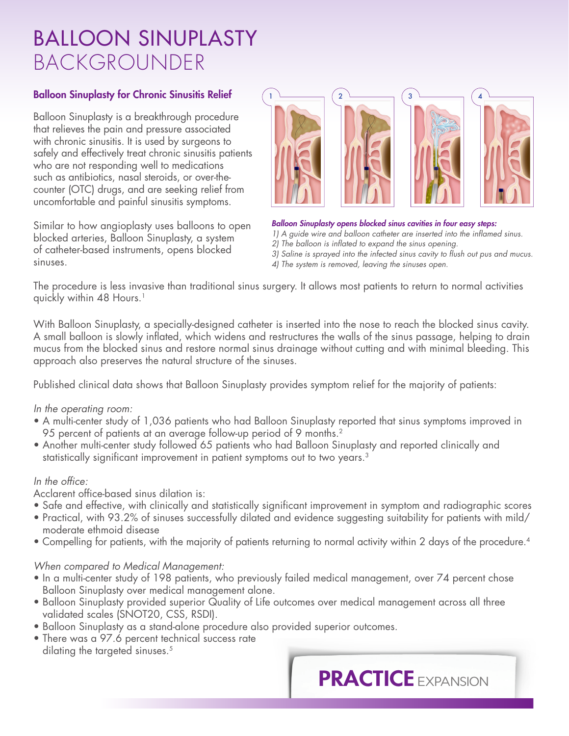# BALLOON SINUPLASTY BACKGROUNDER

## Balloon Sinuplasty for Chronic Sinusitis Relief

Balloon Sinuplasty is a breakthrough procedure that relieves the pain and pressure associated with chronic sinusitis. It is used by surgeons to safely and effectively treat chronic sinusitis patients who are not responding well to medications such as antibiotics, nasal steroids, or over-the-counter (OTC) drugs, and are seeking relief from uncomfortable and painful sinusitis symptoms.

Similar to how angioplasty uses balloons to open blocked arteries, Balloon Sinuplasty, a system of catheter-based instruments, opens blocked sinuses.

***Balloon Sinuplasty opens blocked sinus cavities in four easy steps:***

*1) A guide wire and balloon catheter are inserted into the inflamed sinus.*
*2) The balloon is inflated to expand the sinus opening.*
*3) Saline is sprayed into the infected sinus cavity to flush out pus and mucus.*
*4) The system is removed, leaving the sinuses open.*

The procedure is less invasive than traditional sinus surgery. It allows most patients to return to normal activities quickly within 48 Hours.[1]

With Balloon Sinuplasty, a specially-designed catheter is inserted into the nose to reach the blocked sinus cavity. A small balloon is slowly inflated, which widens and restructures the walls of the sinus passage, helping to drain mucus from the blocked sinus and restore normal sinus drainage without cutting and with minimal bleeding. This approach also preserves the natural structure of the sinuses.

Published clinical data shows that Balloon Sinuplasty provides symptom relief for the majority of patients:

*In the operating room:*

- A multi-center study of 1,036 patients who had Balloon Sinuplasty reported that sinus symptoms improved in 95 percent of patients at an average follow-up period of 9 months.[2]
- Another multi-center study followed 65 patients who had Balloon Sinuplasty and reported clinically and statistically significant improvement in patient symptoms out to two years.[3]

*In the office:*

Acclarent office-based sinus dilation is:

- Safe and effective, with clinically and statistically significant improvement in symptom and radiographic scores
- Practical, with 93.2% of sinuses successfully dilated and evidence suggesting suitability for patients with mild/moderate ethmoid disease
- Compelling for patients, with the majority of patients returning to normal activity within 2 days of the procedure.[4]

*When compared to Medical Management:*

- In a multi-center study of 198 patients, who previously failed medical management, over 74 percent chose Balloon Sinuplasty over medical management alone.
- Balloon Sinuplasty provided superior Quality of Life outcomes over medical management across all three validated scales (SNOT20, CSS, RSDI).
- Balloon Sinuplasty as a stand-alone procedure also provided superior outcomes.
- There was a 97.6 percent technical success rate dilating the targeted sinuses.[5]

**PRACTICE** EXPANSION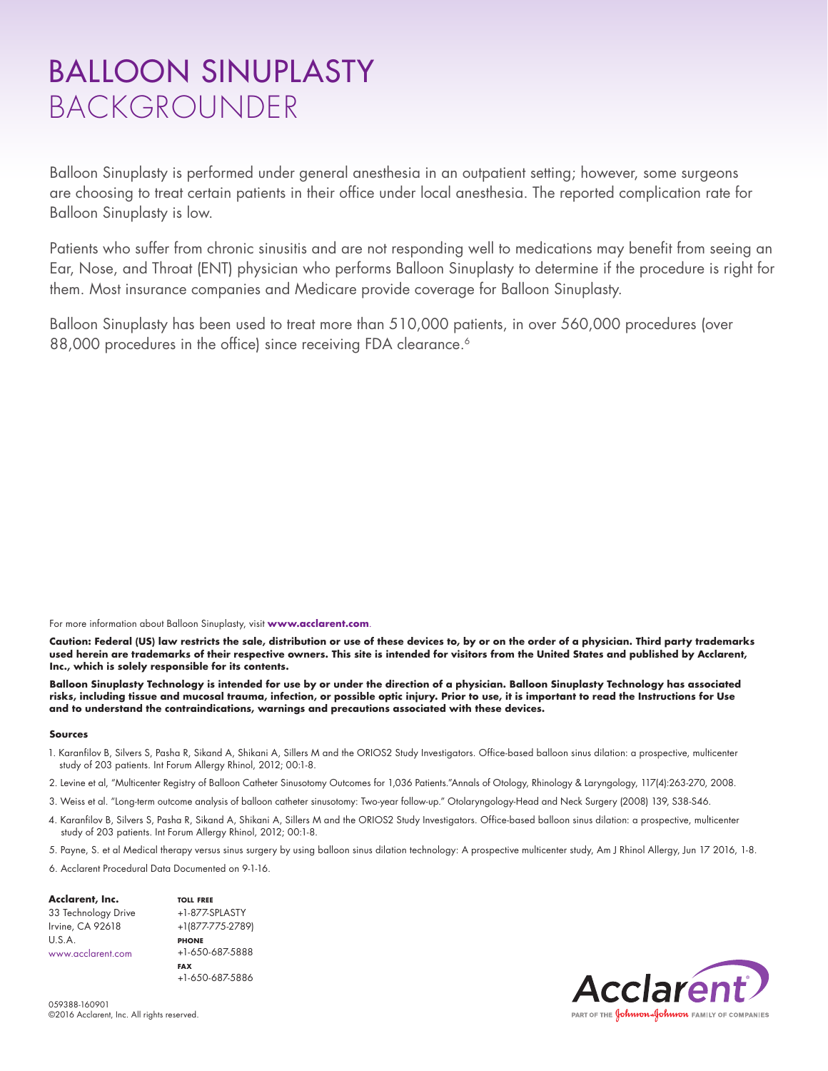# BALLOON SINUPLASTY
## BACKGROUNDER

Balloon Sinuplasty is performed under general anesthesia in an outpatient setting; however, some surgeons are choosing to treat certain patients in their office under local anesthesia. The reported complication rate for Balloon Sinuplasty is low.

Patients who suffer from chronic sinusitis and are not responding well to medications may benefit from seeing an Ear, Nose, and Throat (ENT) physician who performs Balloon Sinuplasty to determine if the procedure is right for them. Most insurance companies and Medicare provide coverage for Balloon Sinuplasty.

Balloon Sinuplasty has been used to treat more than 510,000 patients, in over 560,000 procedures (over 88,000 procedures in the office) since receiving FDA clearance.[6]

For more information about Balloon Sinuplasty, visit **www.acclarent.com**.

**Caution: Federal (US) law restricts the sale, distribution or use of these devices to, by or on the order of a physician. Third party trademarks used herein are trademarks of their respective owners. This site is intended for visitors from the United States and published by Acclarent, Inc., which is solely responsible for its contents.**

**Balloon Sinuplasty Technology is intended for use by or under the direction of a physician. Balloon Sinuplasty Technology has associated risks, including tissue and mucosal trauma, infection, or possible optic injury. Prior to use, it is important to read the Instructions for Use and to understand the contraindications, warnings and precautions associated with these devices.**

**Sources**

1. Karanfilov B, Silvers S, Pasha R, Sikand A, Shikani A, Sillers M and the ORIOS2 Study Investigators. Office-based balloon sinus dilation: a prospective, multicenter study of 203 patients. Int Forum Allergy Rhinol, 2012; 00:1-8.
2. Levine et al, "Multicenter Registry of Balloon Catheter Sinusotomy Outcomes for 1,036 Patients."Annals of Otology, Rhinology & Laryngology, 117(4):263-270, 2008.
3. Weiss et al. "Long-term outcome analysis of balloon catheter sinusotomy: Two-year follow-up." Otolaryngology-Head and Neck Surgery (2008) 139, S38-S46.
4. Karanfilov B, Silvers S, Pasha R, Sikand A, Shikani A, Sillers M and the ORIOS2 Study Investigators. Office-based balloon sinus dilation: a prospective, multicenter study of 203 patients. Int Forum Allergy Rhinol, 2012; 00:1-8.
5. Payne, S. et al Medical therapy versus sinus surgery by using balloon sinus dilation technology: A prospective multicenter study, Am J Rhinol Allergy, Jun 17 2016, 1-8.
6. Acclarent Procedural Data Documented on 9-1-16.

**Acclarent, Inc.**
33 Technology Drive
Irvine, CA 92618
U.S.A.
www.acclarent.com

**TOLL FREE**
+1-877-SPLASTY
+1(877-775-2789)
**PHONE**
+1-650-687-5888
**FAX**
+1-650-687-5886

Acclarent
PART OF THE Johnson & Johnson FAMILY OF COMPANIES

059388-160901
©2016 Acclarent, Inc. All rights reserved.